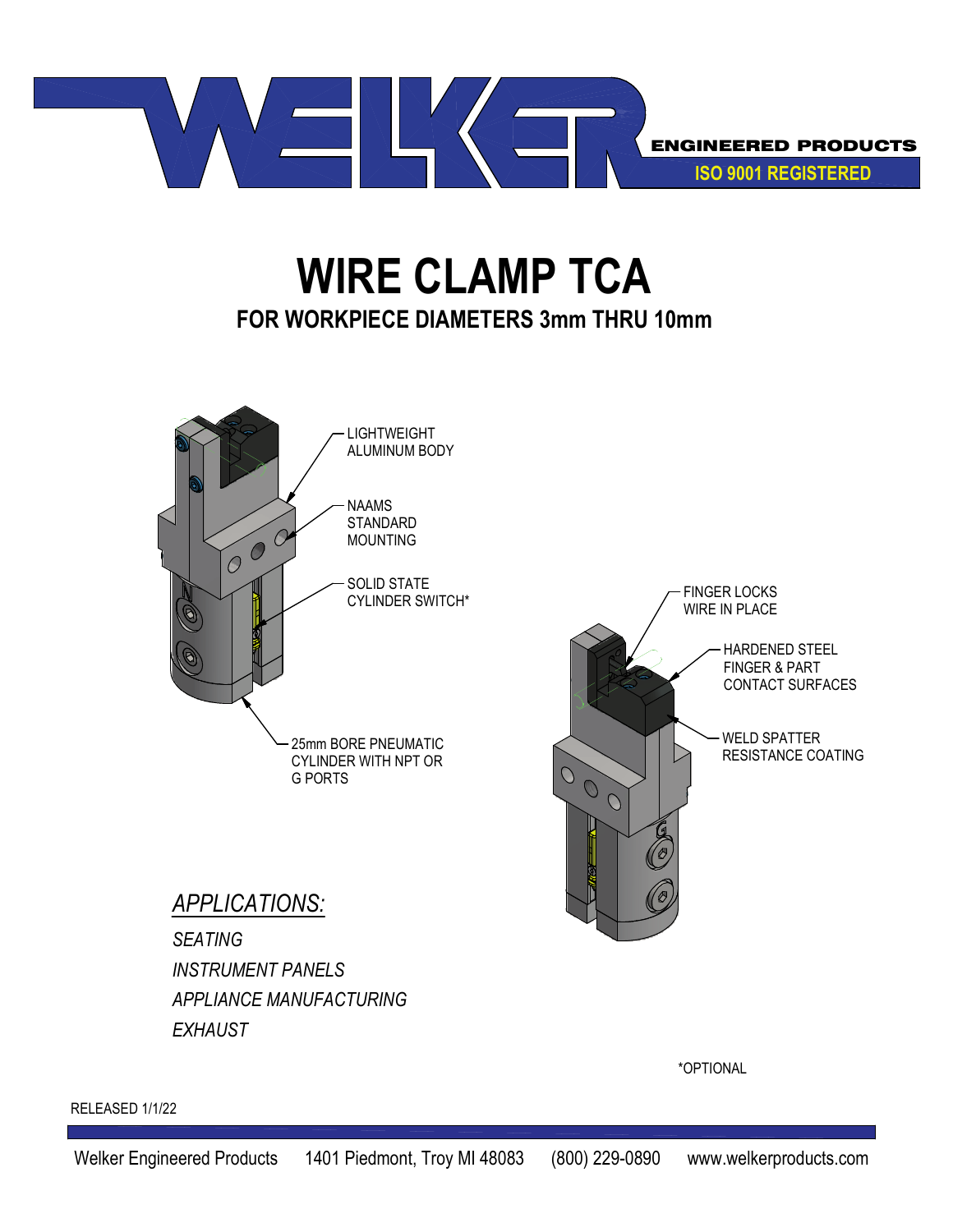WELKER ENGINEERED PRODUCTS

ISO 9001 REGISTERED

# WIRE CLAMP TCA

## FOR WORKPIECE DIAMETERS 3mm THRU 10mm

LIGHTWEIGHT ALUMINUM BODY

NAAMS STANDARD MOUNTING

SOLID STATE CYLINDER SWITCH*

25mm BORE PNEUMATIC CYLINDER WITH NPT OR G PORTS

FINGER LOCKS WIRE IN PLACE

HARDENED STEEL FINGER & PART CONTACT SURFACES

WELD SPATTER RESISTANCE COATING

*APPLICATIONS:*

*SEATING*

*INSTRUMENT PANELS*

*APPLIANCE MANUFACTURING*

*EXHAUST*

*OPTIONAL

RELEASED 1/1/22

Welker Engineered Products 1401 Piedmont, Troy MI 48083 (800) 229-0890 www.welkerproducts.com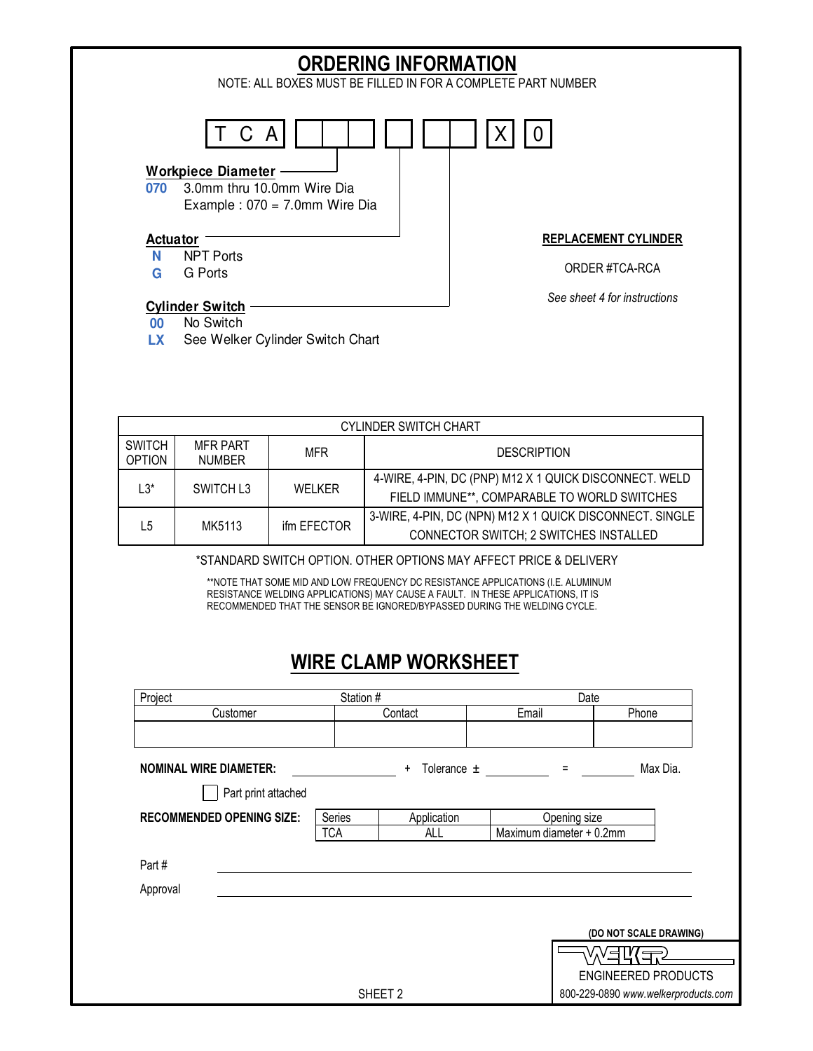# ORDERING INFORMATION

NOTE: ALL BOXES MUST BE FILLED IN FOR A COMPLETE PART NUMBER

T C A [ ][ ][ ] [ ] [ ][ ] X 0

**Workpiece Diameter**

- **070** 3.0mm thru 10.0mm Wire Dia
  Example : 070 = 7.0mm Wire Dia

**Actuator**

- **N** NPT Ports
- **G** G Ports

**Cylinder Switch**

- **00** No Switch
- **LX** See Welker Cylinder Switch Chart

**REPLACEMENT CYLINDER**

ORDER #TCA-RCA

*See sheet 4 for instructions*

| CYLINDER SWITCH CHART | | | |
|---|---|---|---|
| SWITCH OPTION | MFR PART NUMBER | MFR | DESCRIPTION |
| L3* | SWITCH L3 | WELKER | 4-WIRE, 4-PIN, DC (PNP) M12 X 1 QUICK DISCONNECT. WELD FIELD IMMUNE**, COMPARABLE TO WORLD SWITCHES |
| L5 | MK5113 | ifm EFECTOR | 3-WIRE, 4-PIN, DC (NPN) M12 X 1 QUICK DISCONNECT. SINGLE CONNECTOR SWITCH; 2 SWITCHES INSTALLED |

*STANDARD SWITCH OPTION. OTHER OPTIONS MAY AFFECT PRICE & DELIVERY

**NOTE THAT SOME MID AND LOW FREQUENCY DC RESISTANCE APPLICATIONS (I.E. ALUMINUM RESISTANCE WELDING APPLICATIONS) MAY CAUSE A FAULT. IN THESE APPLICATIONS, IT IS RECOMMENDED THAT THE SENSOR BE IGNORED/BYPASSED DURING THE WELDING CYCLE.

# WIRE CLAMP WORKSHEET

| Project | Station # | | Date |
|---|---|---|---|
| Customer | Contact | Email | Phone |
| | | | |

**NOMINAL WIRE DIAMETER:** \_\_\_\_\_\_\_\_ + Tolerance ± \_\_\_\_\_\_\_\_ = \_\_\_\_\_\_\_\_ Max Dia.

☐ Part print attached

**RECOMMENDED OPENING SIZE:**

| Series | Application | Opening size |
|---|---|---|
| TCA | ALL | Maximum diameter + 0.2mm |

Part # \_\_\_\_\_\_\_\_\_\_\_\_\_\_\_\_\_\_\_\_

Approval \_\_\_\_\_\_\_\_\_\_\_\_\_\_\_\_\_\_\_\_

(DO NOT SCALE DRAWING)

WELKER ENGINEERED PRODUCTS

800-229-0890 *www.welkerproducts.com*

SHEET 2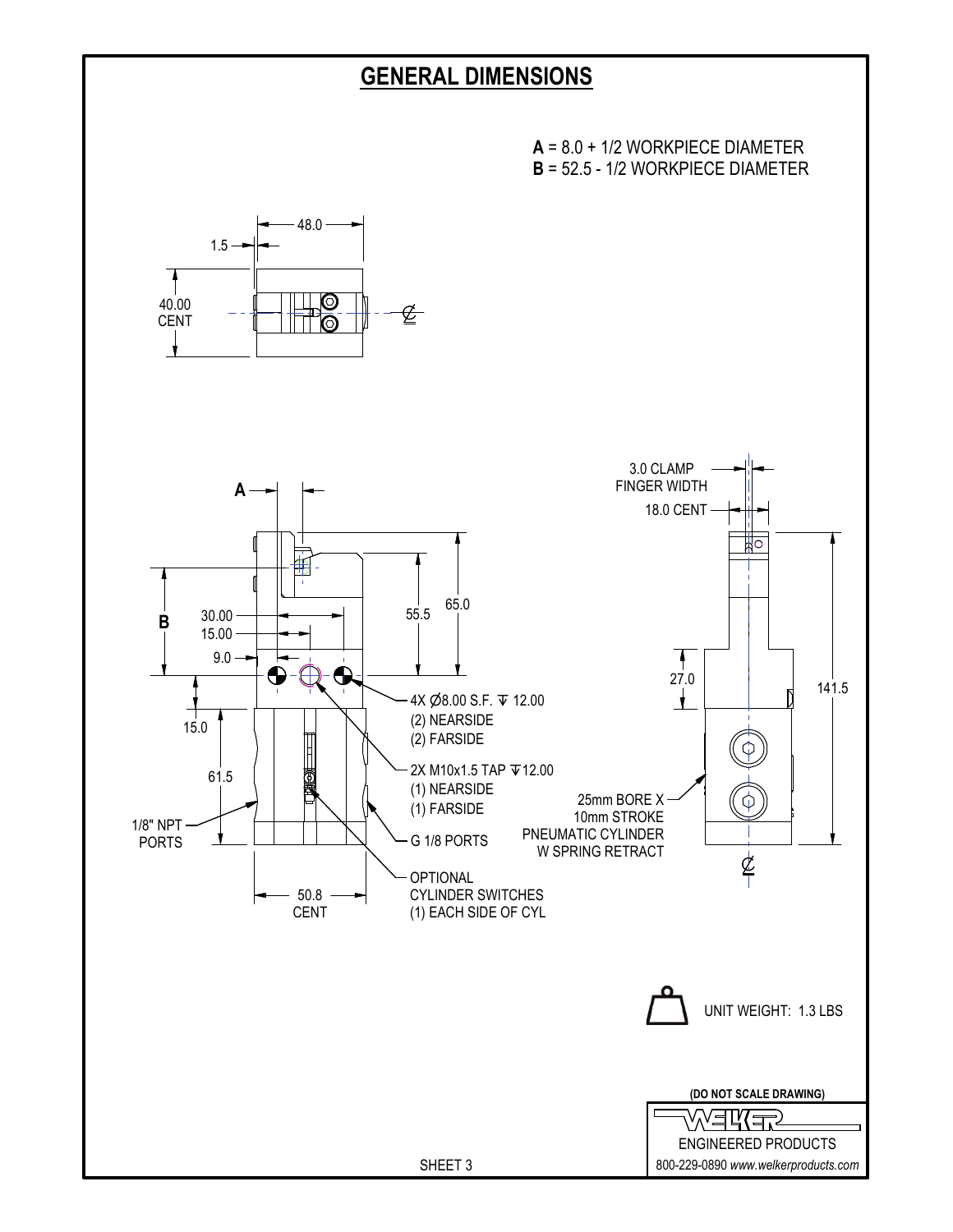# GENERAL DIMENSIONS

**A** = 8.0 + 1/2 WORKPIECE DIAMETER
**B** = 52.5 - 1/2 WORKPIECE DIAMETER

48.0
1.5
40.00 CENT

A
B
30.00
15.00
9.0
55.5
65.0
15.0
61.5

4X Ø8.00 S.F. ⊽ 12.00
(2) NEARSIDE
(2) FARSIDE

2X M10x1.5 TAP ⊽12.00
(1) NEARSIDE
(1) FARSIDE

1/8" NPT PORTS

G 1/8 PORTS

50.8 CENT

OPTIONAL
CYLINDER SWITCHES
(1) EACH SIDE OF CYL

3.0 CLAMP FINGER WIDTH
18.0 CENT
27.0
141.5

25mm BORE X
10mm STROKE
PNEUMATIC CYLINDER
W SPRING RETRACT

UNIT WEIGHT: 1.3 LBS

**(DO NOT SCALE DRAWING)**

WELKER
ENGINEERED PRODUCTS
800-229-0890 *www.welkerproducts.com*

SHEET 3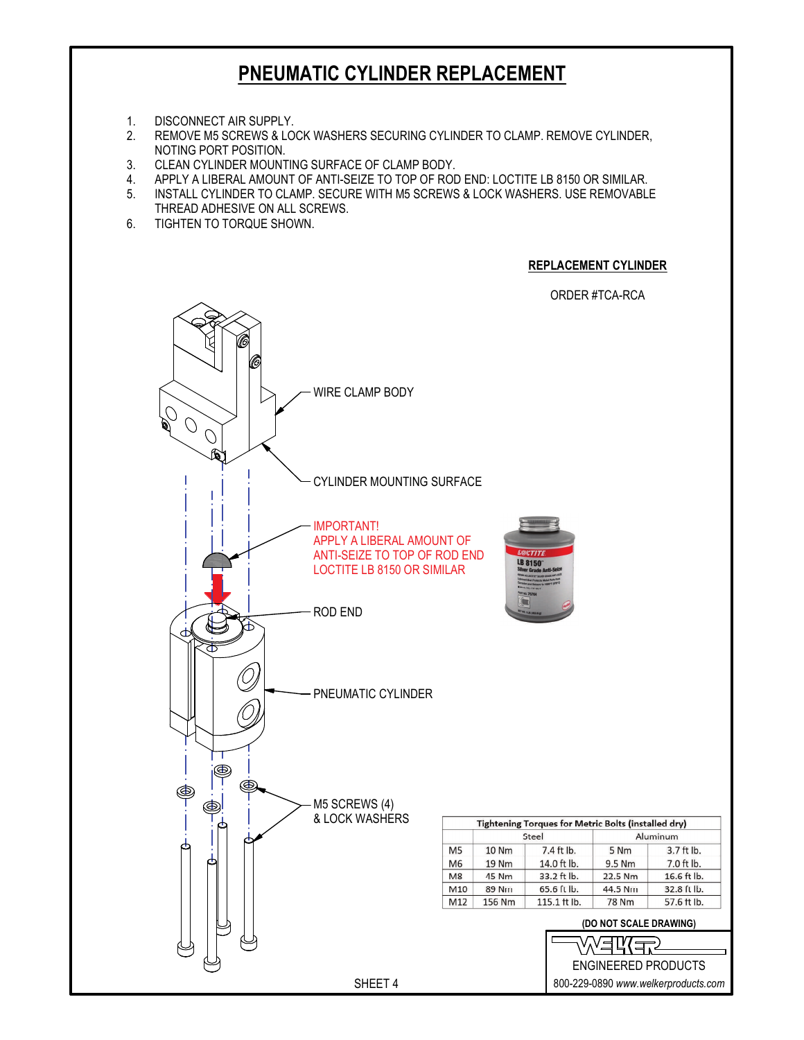# PNEUMATIC CYLINDER REPLACEMENT

1. DISCONNECT AIR SUPPLY.
2. REMOVE M5 SCREWS & LOCK WASHERS SECURING CYLINDER TO CLAMP. REMOVE CYLINDER, NOTING PORT POSITION.
3. CLEAN CYLINDER MOUNTING SURFACE OF CLAMP BODY.
4. APPLY A LIBERAL AMOUNT OF ANTI-SEIZE TO TOP OF ROD END: LOCTITE LB 8150 OR SIMILAR.
5. INSTALL CYLINDER TO CLAMP. SECURE WITH M5 SCREWS & LOCK WASHERS. USE REMOVABLE THREAD ADHESIVE ON ALL SCREWS.
6. TIGHTEN TO TORQUE SHOWN.

**REPLACEMENT CYLINDER**

ORDER #TCA-RCA

WIRE CLAMP BODY

CYLINDER MOUNTING SURFACE

IMPORTANT!
APPLY A LIBERAL AMOUNT OF ANTI-SEIZE TO TOP OF ROD END
LOCTITE LB 8150 OR SIMILAR

ROD END

PNEUMATIC CYLINDER

M5 SCREWS (4)
& LOCK WASHERS

**Tightening Torques for Metric Bolts (installed dry)**

| | Steel | | Aluminum | |
|---|---|---|---|---|
| M5 | 10 Nm | 7.4 ft lb. | 5 Nm | 3.7 ft lb. |
| M6 | 19 Nm | 14.0 ft lb. | 9.5 Nm | 7.0 ft lb. |
| M8 | 45 Nm | 33.2 ft lb. | 22.5 Nm | 16.6 ft lb. |
| M10 | 89 Nm | 65.6 ft lb. | 44.5 Nm | 32.8 ft lb. |
| M12 | 156 Nm | 115.1 ft lb. | 78 Nm | 57.6 ft lb. |

**(DO NOT SCALE DRAWING)**

WELKER
ENGINEERED PRODUCTS
800-229-0890 *www.welkerproducts.com*

SHEET 4